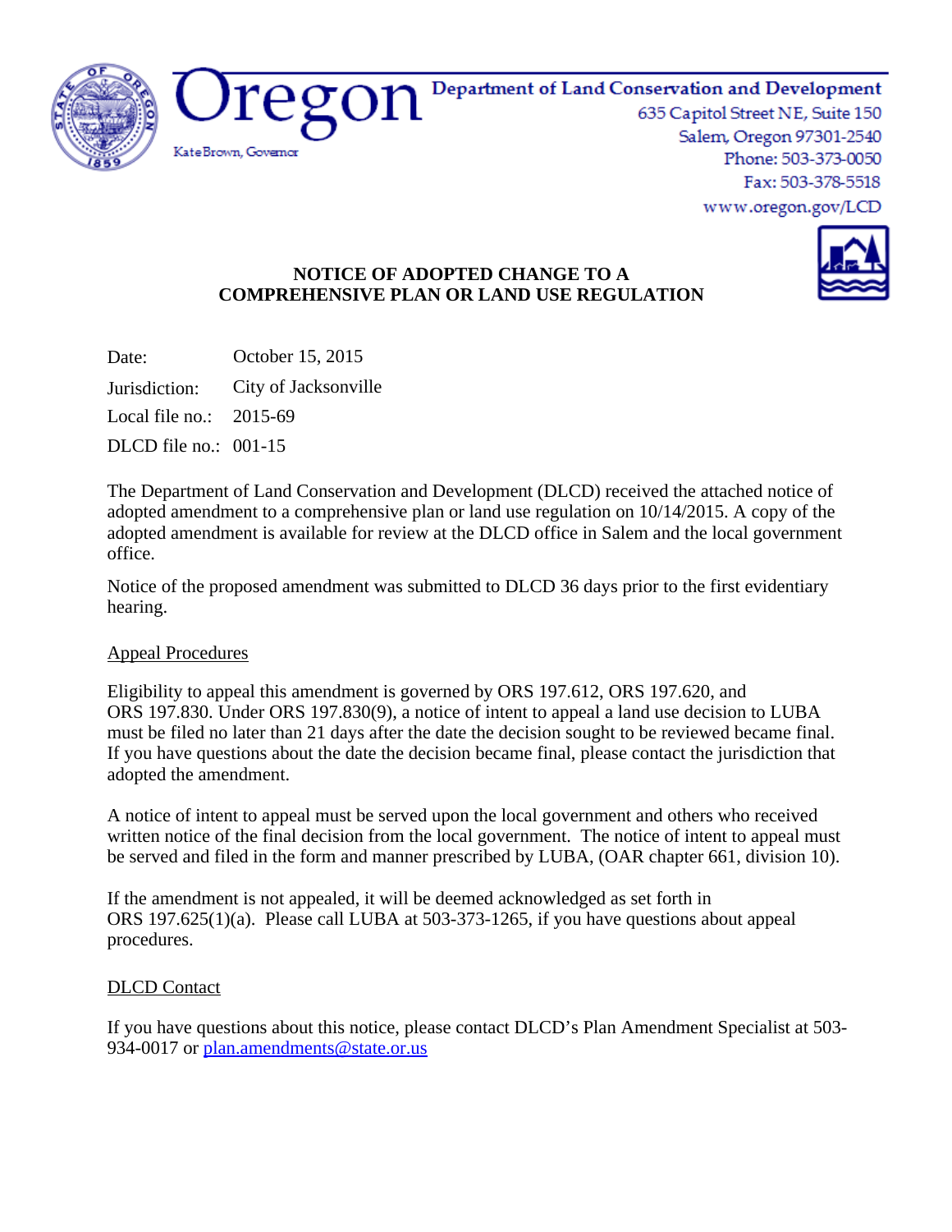Oregon

Kate Brown, Governor

Department of Land Conservation and Development
635 Capitol Street NE, Suite 150
Salem, Oregon 97301-2540
Phone: 503-373-0050
Fax: 503-378-5518
www.oregon.gov/LCD

# NOTICE OF ADOPTED CHANGE TO A COMPREHENSIVE PLAN OR LAND USE REGULATION

Date: October 15, 2015

Jurisdiction: City of Jacksonville

Local file no.: 2015-69

DLCD file no.: 001-15

The Department of Land Conservation and Development (DLCD) received the attached notice of adopted amendment to a comprehensive plan or land use regulation on 10/14/2015. A copy of the adopted amendment is available for review at the DLCD office in Salem and the local government office.

Notice of the proposed amendment was submitted to DLCD 36 days prior to the first evidentiary hearing.

## Appeal Procedures

Eligibility to appeal this amendment is governed by ORS 197.612, ORS 197.620, and ORS 197.830. Under ORS 197.830(9), a notice of intent to appeal a land use decision to LUBA must be filed no later than 21 days after the date the decision sought to be reviewed became final. If you have questions about the date the decision became final, please contact the jurisdiction that adopted the amendment.

A notice of intent to appeal must be served upon the local government and others who received written notice of the final decision from the local government. The notice of intent to appeal must be served and filed in the form and manner prescribed by LUBA, (OAR chapter 661, division 10).

If the amendment is not appealed, it will be deemed acknowledged as set forth in ORS 197.625(1)(a). Please call LUBA at 503-373-1265, if you have questions about appeal procedures.

## DLCD Contact

If you have questions about this notice, please contact DLCD's Plan Amendment Specialist at 503-934-0017 or plan.amendments@state.or.us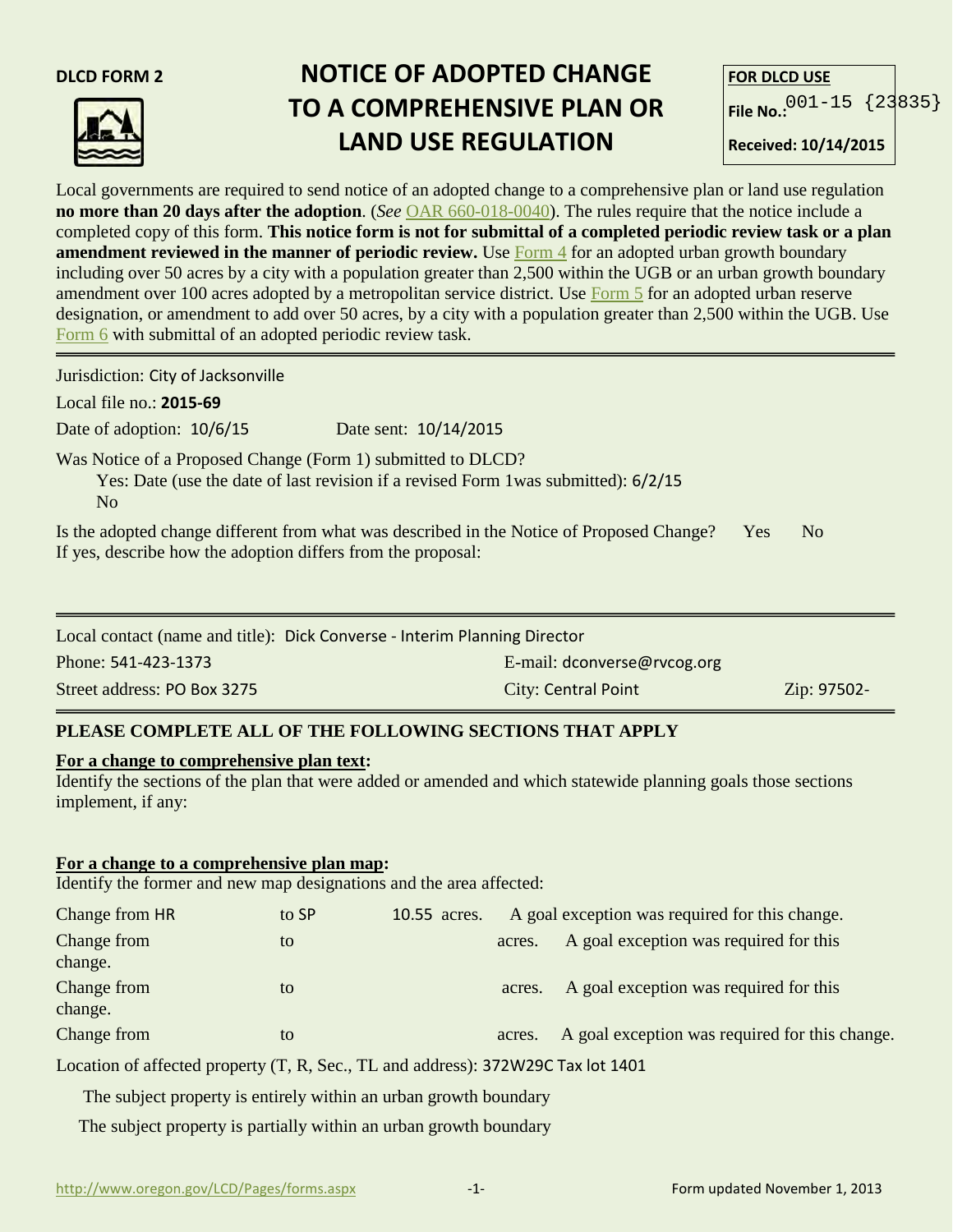**DLCD FORM 2**

# NOTICE OF ADOPTED CHANGE TO A COMPREHENSIVE PLAN OR LAND USE REGULATION

**FOR DLCD USE**

**File No.:** 001-15 {23835}

**Received: 10/14/2015**

Local governments are required to send notice of an adopted change to a comprehensive plan or land use regulation **no more than 20 days after the adoption**. (*See* OAR 660-018-0040). The rules require that the notice include a completed copy of this form. **This notice form is not for submittal of a completed periodic review task or a plan amendment reviewed in the manner of periodic review.** Use Form 4 for an adopted urban growth boundary including over 50 acres by a city with a population greater than 2,500 within the UGB or an urban growth boundary amendment over 100 acres adopted by a metropolitan service district. Use Form 5 for an adopted urban reserve designation, or amendment to add over 50 acres, by a city with a population greater than 2,500 within the UGB. Use Form 6 with submittal of an adopted periodic review task.

---

Jurisdiction: City of Jacksonville

Local file no.: **2015-69**

Date of adoption: 10/6/15 Date sent: 10/14/2015

Was Notice of a Proposed Change (Form 1) submitted to DLCD?

Yes: Date (use the date of last revision if a revised Form 1was submitted): 6/2/15

No

Is the adopted change different from what was described in the Notice of Proposed Change? Yes No

If yes, describe how the adoption differs from the proposal:

---

Local contact (name and title): Dick Converse - Interim Planning Director

Phone: 541-423-1373 E-mail: dconverse@rvcog.org

Street address: PO Box 3275 City: Central Point Zip: 97502-

---

### PLEASE COMPLETE ALL OF THE FOLLOWING SECTIONS THAT APPLY

**For a change to comprehensive plan text:**

Identify the sections of the plan that were added or amended and which statewide planning goals those sections implement, if any:

**For a change to a comprehensive plan map:**

Identify the former and new map designations and the area affected:

Change from HR to SP 10.55 acres. A goal exception was required for this change.

Change from to acres. A goal exception was required for this change.

Change from to acres. A goal exception was required for this change.

Change from to acres. A goal exception was required for this change.

Location of affected property (T, R, Sec., TL and address): 372W29C Tax lot 1401

The subject property is entirely within an urban growth boundary

The subject property is partially within an urban growth boundary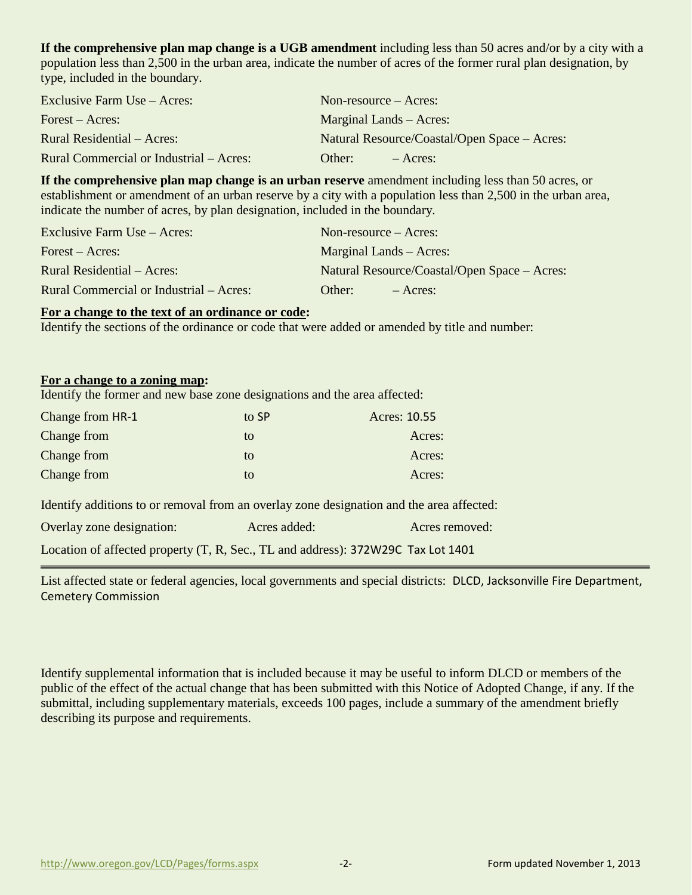**If the comprehensive plan map change is a UGB amendment** including less than 50 acres and/or by a city with a population less than 2,500 in the urban area, indicate the number of acres of the former rural plan designation, by type, included in the boundary.

| | |
|---|---|
| Exclusive Farm Use – Acres: | Non-resource – Acres: |
| Forest – Acres: | Marginal Lands – Acres: |
| Rural Residential – Acres: | Natural Resource/Coastal/Open Space – Acres: |
| Rural Commercial or Industrial – Acres: | Other: – Acres: |

**If the comprehensive plan map change is an urban reserve** amendment including less than 50 acres, or establishment or amendment of an urban reserve by a city with a population less than 2,500 in the urban area, indicate the number of acres, by plan designation, included in the boundary.

| | |
|---|---|
| Exclusive Farm Use – Acres: | Non-resource – Acres: |
| Forest – Acres: | Marginal Lands – Acres: |
| Rural Residential – Acres: | Natural Resource/Coastal/Open Space – Acres: |
| Rural Commercial or Industrial – Acres: | Other: – Acres: |

**For a change to the text of an ordinance or code:**

Identify the sections of the ordinance or code that were added or amended by title and number:

**For a change to a zoning map:**

Identify the former and new base zone designations and the area affected:

| | | |
|---|---|---|
| Change from HR-1 | to SP | Acres: 10.55 |
| Change from | to | Acres: |
| Change from | to | Acres: |
| Change from | to | Acres: |

Identify additions to or removal from an overlay zone designation and the area affected:

| | | |
|---|---|---|
| Overlay zone designation: | Acres added: | Acres removed: |

Location of affected property (T, R, Sec., TL and address): 372W29C Tax Lot 1401

---

List affected state or federal agencies, local governments and special districts: DLCD, Jacksonville Fire Department, Cemetery Commission

Identify supplemental information that is included because it may be useful to inform DLCD or members of the public of the effect of the actual change that has been submitted with this Notice of Adopted Change, if any. If the submittal, including supplementary materials, exceeds 100 pages, include a summary of the amendment briefly describing its purpose and requirements.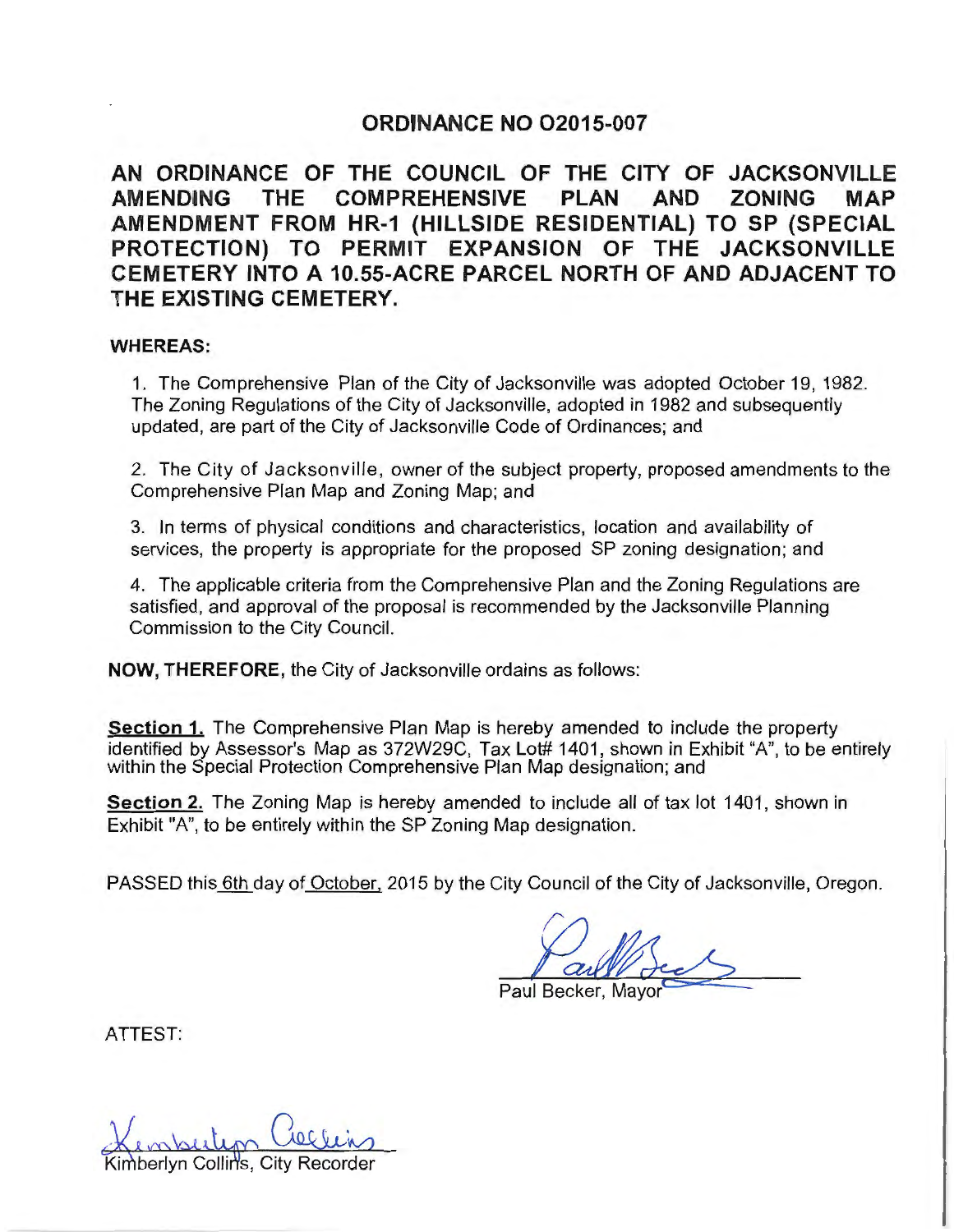# ORDINANCE NO O2015-007

## AN ORDINANCE OF THE COUNCIL OF THE CITY OF JACKSONVILLE AMENDING THE COMPREHENSIVE PLAN AND ZONING MAP AMENDMENT FROM HR-1 (HILLSIDE RESIDENTIAL) TO SP (SPECIAL PROTECTION) TO PERMIT EXPANSION OF THE JACKSONVILLE CEMETERY INTO A 10.55-ACRE PARCEL NORTH OF AND ADJACENT TO THE EXISTING CEMETERY.

**WHEREAS:**

1. The Comprehensive Plan of the City of Jacksonville was adopted October 19, 1982. The Zoning Regulations of the City of Jacksonville, adopted in 1982 and subsequently updated, are part of the City of Jacksonville Code of Ordinances; and

2. The City of Jacksonville, owner of the subject property, proposed amendments to the Comprehensive Plan Map and Zoning Map; and

3. In terms of physical conditions and characteristics, location and availability of services, the property is appropriate for the proposed SP zoning designation; and

4. The applicable criteria from the Comprehensive Plan and the Zoning Regulations are satisfied, and approval of the proposal is recommended by the Jacksonville Planning Commission to the City Council.

**NOW, THEREFORE,** the City of Jacksonville ordains as follows:

**Section 1.** The Comprehensive Plan Map is hereby amended to include the property identified by Assessor's Map as 372W29C, Tax Lot# 1401, shown in Exhibit "A", to be entirely within the Special Protection Comprehensive Plan Map designation; and

**Section 2.** The Zoning Map is hereby amended to include all of tax lot 1401, shown in Exhibit "A", to be entirely within the SP Zoning Map designation.

PASSED this 6th day of October, 2015 by the City Council of the City of Jacksonville, Oregon.

Paul Becker, Mayor

ATTEST:

Kimberlyn Collins, City Recorder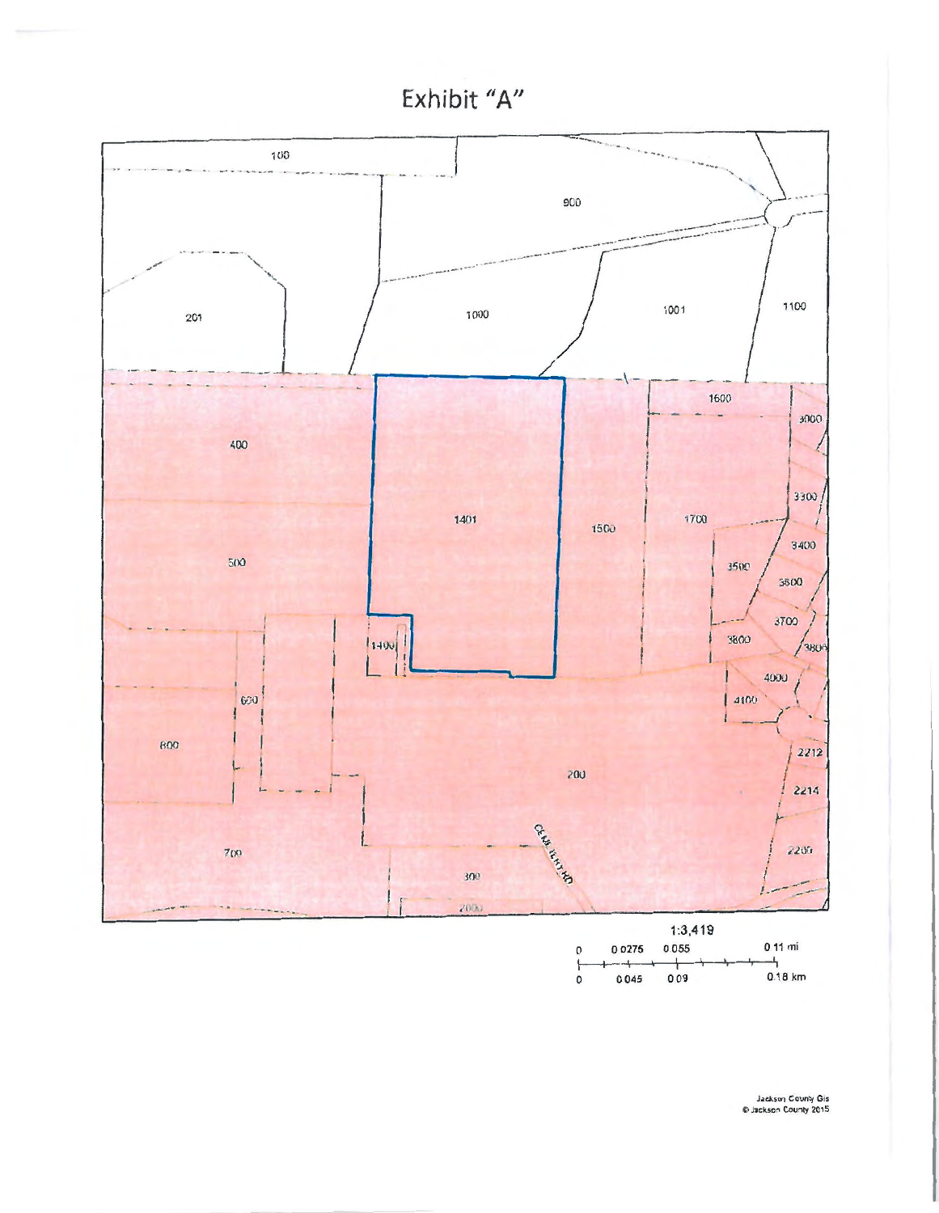# Exhibit "A"

100

900

201

1000

1001

1100

1600

3000

400

3300

1401

1500

1700

3400

500

3500

3600

3700

1400

3800

3800

4000

600

4100

800

2212

200

2214

CEMETERY RD

700

2200

300

2000

1:3,419

0 0.0275 0.055 0.11 mi

0 0.045 0.09 0.18 km

Jackson County Gis
© Jackson County 2015